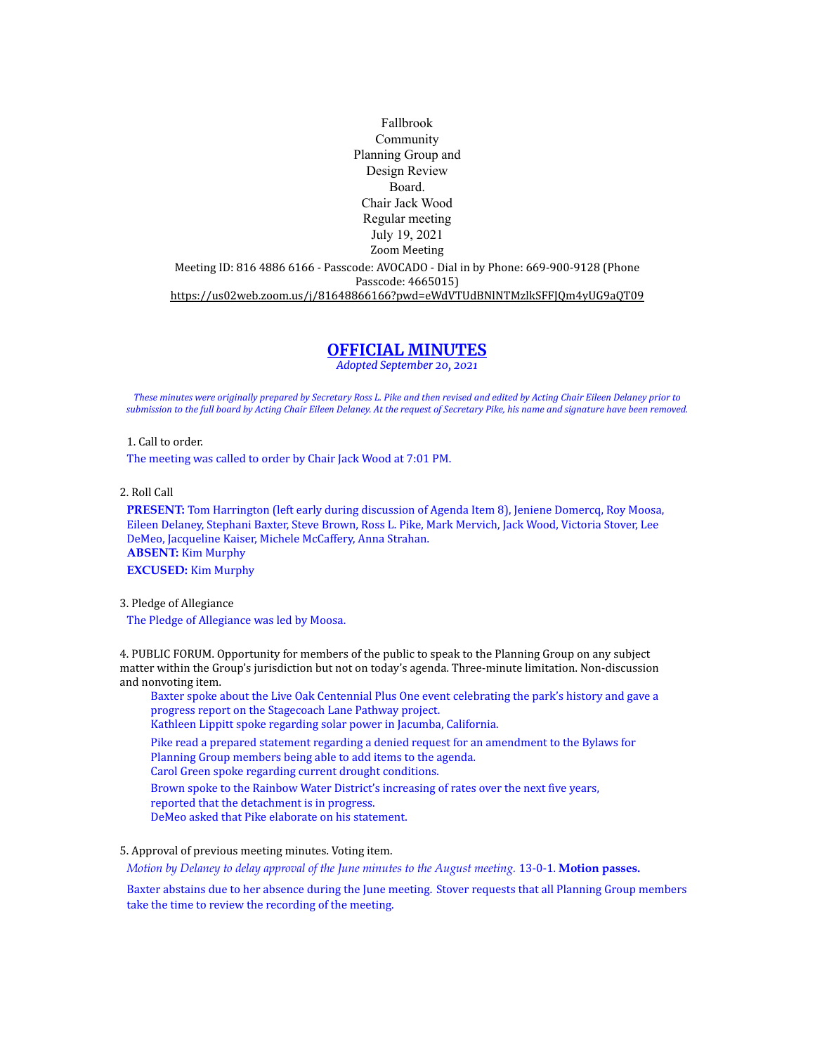Fallbrook Community Planning Group and Design Review Board.
Chair Jack Wood
Regular meeting
July 19, 2021
Zoom Meeting

Meeting ID: 816 4886 6166 - Passcode: AVOCADO - Dial in by Phone: 669-900-9128 (Phone Passcode: 4665015)
https://us02web.zoom.us/j/81648866166?pwd=eWdVTUdBNlNTMzlkSFFJQm4yUG9aQT09

# OFFICIAL MINUTES

*Adopted September 20, 2021*

*These minutes were originally prepared by Secretary Ross L. Pike and then revised and edited by Acting Chair Eileen Delaney prior to submission to the full board by Acting Chair Eileen Delaney. At the request of Secretary Pike, his name and signature have been removed.*

1. Call to order.

The meeting was called to order by Chair Jack Wood at 7:01 PM.

2. Roll Call

**PRESENT:** Tom Harrington (left early during discussion of Agenda Item 8), Jeniene Domercq, Roy Moosa, Eileen Delaney, Stephani Baxter, Steve Brown, Ross L. Pike, Mark Mervich, Jack Wood, Victoria Stover, Lee DeMeo, Jacqueline Kaiser, Michele McCaffery, Anna Strahan.
**ABSENT:** Kim Murphy
**EXCUSED:** Kim Murphy

3. Pledge of Allegiance

The Pledge of Allegiance was led by Moosa.

4. PUBLIC FORUM. Opportunity for members of the public to speak to the Planning Group on any subject matter within the Group's jurisdiction but not on today's agenda. Three-minute limitation. Non-discussion and nonvoting item.

Baxter spoke about the Live Oak Centennial Plus One event celebrating the park's history and gave a progress report on the Stagecoach Lane Pathway project.
Kathleen Lippitt spoke regarding solar power in Jacumba, California.

Pike read a prepared statement regarding a denied request for an amendment to the Bylaws for Planning Group members being able to add items to the agenda.
Carol Green spoke regarding current drought conditions.
Brown spoke to the Rainbow Water District's increasing of rates over the next five years, reported that the detachment is in progress.
DeMeo asked that Pike elaborate on his statement.

5. Approval of previous meeting minutes. Voting item.

*Motion by Delaney to delay approval of the June minutes to the August meeting.* 13-0-1. **Motion passes.**

Baxter abstains due to her absence during the June meeting. Stover requests that all Planning Group members take the time to review the recording of the meeting.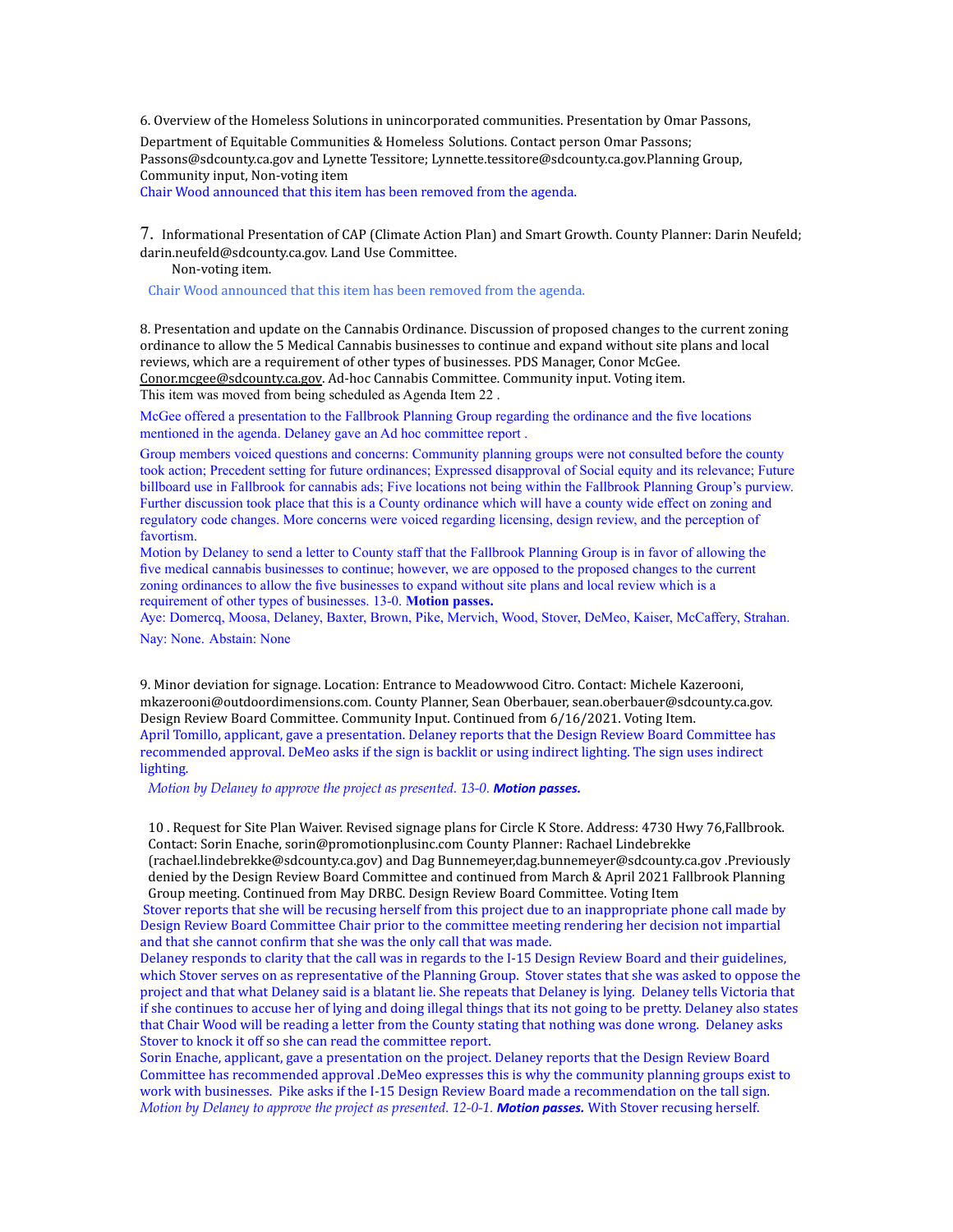6. Overview of the Homeless Solutions in unincorporated communities. Presentation by Omar Passons, Department of Equitable Communities & Homeless Solutions. Contact person Omar Passons; Passons@sdcounty.ca.gov and Lynette Tessitore; Lynnette.tessitore@sdcounty.ca.gov.Planning Group, Community input, Non-voting item

Chair Wood announced that this item has been removed from the agenda.

7. Informational Presentation of CAP (Climate Action Plan) and Smart Growth. County Planner: Darin Neufeld; darin.neufeld@sdcounty.ca.gov. Land Use Committee.
Non-voting item.

Chair Wood announced that this item has been removed from the agenda.

8. Presentation and update on the Cannabis Ordinance. Discussion of proposed changes to the current zoning ordinance to allow the 5 Medical Cannabis businesses to continue and expand without site plans and local reviews, which are a requirement of other types of businesses. PDS Manager, Conor McGee. Conor.mcgee@sdcounty.ca.gov. Ad-hoc Cannabis Committee. Community input. Voting item.
This item was moved from being scheduled as Agenda Item 22 .

McGee offered a presentation to the Fallbrook Planning Group regarding the ordinance and the five locations mentioned in the agenda. Delaney gave an Ad hoc committee report .

Group members voiced questions and concerns: Community planning groups were not consulted before the county took action; Precedent setting for future ordinances; Expressed disapproval of Social equity and its relevance; Future billboard use in Fallbrook for cannabis ads; Five locations not being within the Fallbrook Planning Group's purview. Further discussion took place that this is a County ordinance which will have a county wide effect on zoning and regulatory code changes. More concerns were voiced regarding licensing, design review, and the perception of favortism.

Motion by Delaney to send a letter to County staff that the Fallbrook Planning Group is in favor of allowing the five medical cannabis businesses to continue; however, we are opposed to the proposed changes to the current zoning ordinances to allow the five businesses to expand without site plans and local review which is a requirement of other types of businesses. 13-0. **Motion passes.**

Aye: Domercq, Moosa, Delaney, Baxter, Brown, Pike, Mervich, Wood, Stover, DeMeo, Kaiser, McCaffery, Strahan.

Nay: None. Abstain: None

9. Minor deviation for signage. Location: Entrance to Meadowwood Citro. Contact: Michele Kazerooni, mkazerooni@outdoordimensions.com. County Planner, Sean Oberbauer, sean.oberbauer@sdcounty.ca.gov. Design Review Board Committee. Community Input. Continued from 6/16/2021. Voting Item.

April Tomillo, applicant, gave a presentation. Delaney reports that the Design Review Board Committee has recommended approval. DeMeo asks if the sign is backlit or using indirect lighting. The sign uses indirect lighting.

*Motion by Delaney to approve the project as presented. 13-0.* ***Motion passes.***

10 . Request for Site Plan Waiver. Revised signage plans for Circle K Store. Address: 4730 Hwy 76,Fallbrook. Contact: Sorin Enache, sorin@promotionplusinc.com County Planner: Rachael Lindebrekke (rachael.lindebrekke@sdcounty.ca.gov) and Dag Bunnemeyer,dag.bunnemeyer@sdcounty.ca.gov .Previously denied by the Design Review Board Committee and continued from March & April 2021 Fallbrook Planning Group meeting. Continued from May DRBC. Design Review Board Committee. Voting Item

Stover reports that she will be recusing herself from this project due to an inappropriate phone call made by Design Review Board Committee Chair prior to the committee meeting rendering her decision not impartial and that she cannot confirm that she was the only call that was made.

Delaney responds to clarity that the call was in regards to the I-15 Design Review Board and their guidelines, which Stover serves on as representative of the Planning Group. Stover states that she was asked to oppose the project and that what Delaney said is a blatant lie. She repeats that Delaney is lying. Delaney tells Victoria that if she continues to accuse her of lying and doing illegal things that its not going to be pretty. Delaney also states that Chair Wood will be reading a letter from the County stating that nothing was done wrong. Delaney asks Stover to knock it off so she can read the committee report.

Sorin Enache, applicant, gave a presentation on the project. Delaney reports that the Design Review Board Committee has recommended approval .DeMeo expresses this is why the community planning groups exist to work with businesses. Pike asks if the I-15 Design Review Board made a recommendation on the tall sign.

*Motion by Delaney to approve the project as presented. 12-0-1.* ***Motion passes.*** With Stover recusing herself.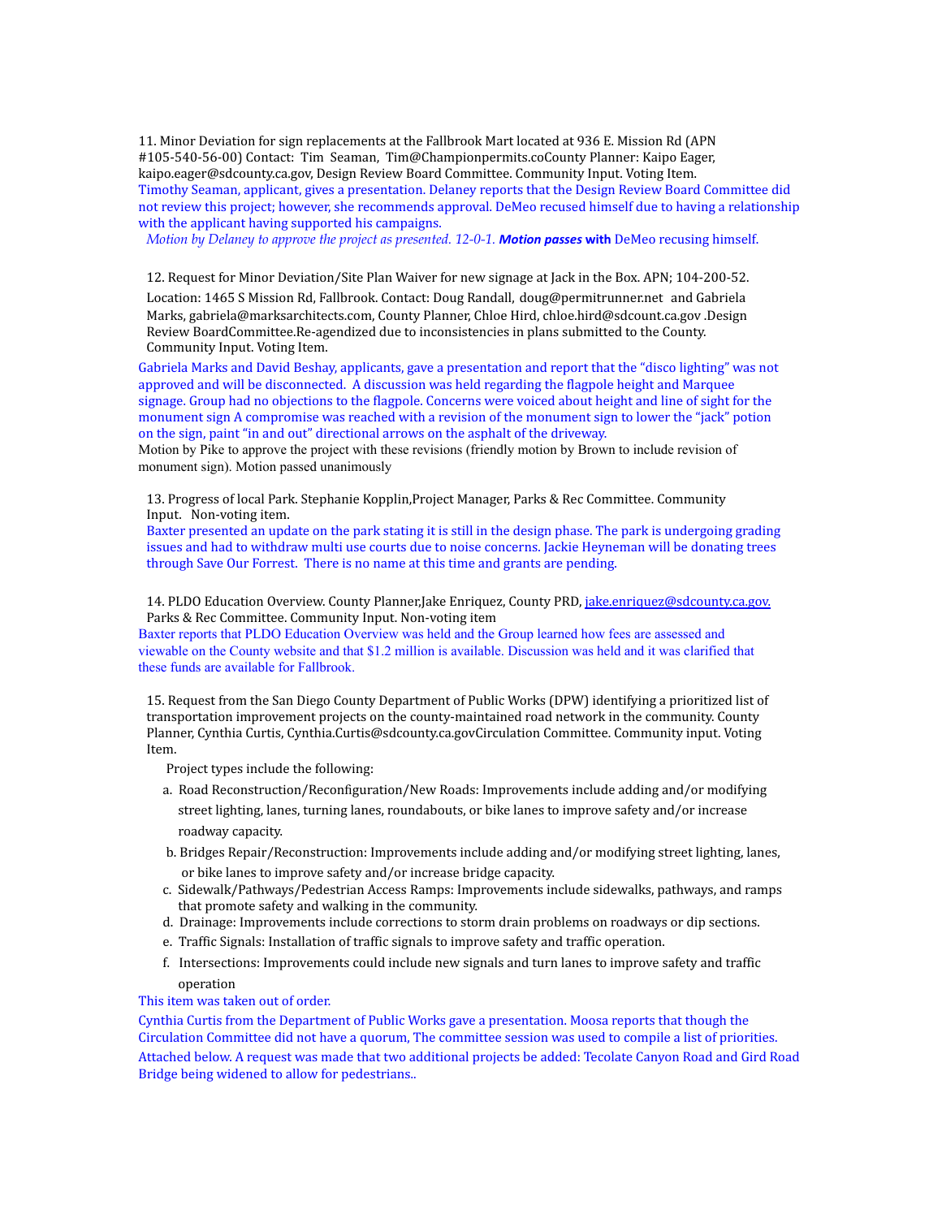11. Minor Deviation for sign replacements at the Fallbrook Mart located at 936 E. Mission Rd (APN #105-540-56-00) Contact: Tim Seaman, Tim@Championpermits.coCounty Planner: Kaipo Eager, kaipo.eager@sdcounty.ca.gov, Design Review Board Committee. Community Input. Voting Item.
Timothy Seaman, applicant, gives a presentation. Delaney reports that the Design Review Board Committee did not review this project; however, she recommends approval. DeMeo recused himself due to having a relationship with the applicant having supported his campaigns.
*Motion by Delaney to approve the project as presented. 12-0-1.* ***Motion passes*** **with** DeMeo recusing himself.

12. Request for Minor Deviation/Site Plan Waiver for new signage at Jack in the Box. APN; 104-200-52. Location: 1465 S Mission Rd, Fallbrook. Contact: Doug Randall, doug@permitrunner.net and Gabriela Marks, gabriela@marksarchitects.com, County Planner, Chloe Hird, chloe.hird@sdcount.ca.gov .Design Review BoardCommittee.Re-agendized due to inconsistencies in plans submitted to the County. Community Input. Voting Item.
Gabriela Marks and David Beshay, applicants, gave a presentation and report that the "disco lighting" was not approved and will be disconnected. A discussion was held regarding the flagpole height and Marquee signage. Group had no objections to the flagpole. Concerns were voiced about height and line of sight for the monument sign A compromise was reached with a revision of the monument sign to lower the "jack" potion on the sign, paint "in and out" directional arrows on the asphalt of the driveway.
Motion by Pike to approve the project with these revisions (friendly motion by Brown to include revision of monument sign). Motion passed unanimously

13. Progress of local Park. Stephanie Kopplin,Project Manager, Parks & Rec Committee. Community Input. Non-voting item.
Baxter presented an update on the park stating it is still in the design phase. The park is undergoing grading issues and had to withdraw multi use courts due to noise concerns. Jackie Heyneman will be donating trees through Save Our Forrest. There is no name at this time and grants are pending.

14. PLDO Education Overview. County Planner,Jake Enriquez, County PRD, jake.enriquez@sdcounty.ca.gov. Parks & Rec Committee. Community Input. Non-voting item
Baxter reports that PLDO Education Overview was held and the Group learned how fees are assessed and viewable on the County website and that $1.2 million is available. Discussion was held and it was clarified that these funds are available for Fallbrook.

15. Request from the San Diego County Department of Public Works (DPW) identifying a prioritized list of transportation improvement projects on the county-maintained road network in the community. County Planner, Cynthia Curtis, Cynthia.Curtis@sdcounty.ca.govCirculation Committee. Community input. Voting Item.

Project types include the following:

a. Road Reconstruction/Reconfiguration/New Roads: Improvements include adding and/or modifying street lighting, lanes, turning lanes, roundabouts, or bike lanes to improve safety and/or increase roadway capacity.
b. Bridges Repair/Reconstruction: Improvements include adding and/or modifying street lighting, lanes, or bike lanes to improve safety and/or increase bridge capacity.
c. Sidewalk/Pathways/Pedestrian Access Ramps: Improvements include sidewalks, pathways, and ramps that promote safety and walking in the community.
d. Drainage: Improvements include corrections to storm drain problems on roadways or dip sections.
e. Traffic Signals: Installation of traffic signals to improve safety and traffic operation.
f. Intersections: Improvements could include new signals and turn lanes to improve safety and traffic operation

This item was taken out of order.
Cynthia Curtis from the Department of Public Works gave a presentation. Moosa reports that though the Circulation Committee did not have a quorum, The committee session was used to compile a list of priorities. Attached below. A request was made that two additional projects be added: Tecolate Canyon Road and Gird Road Bridge being widened to allow for pedestrians..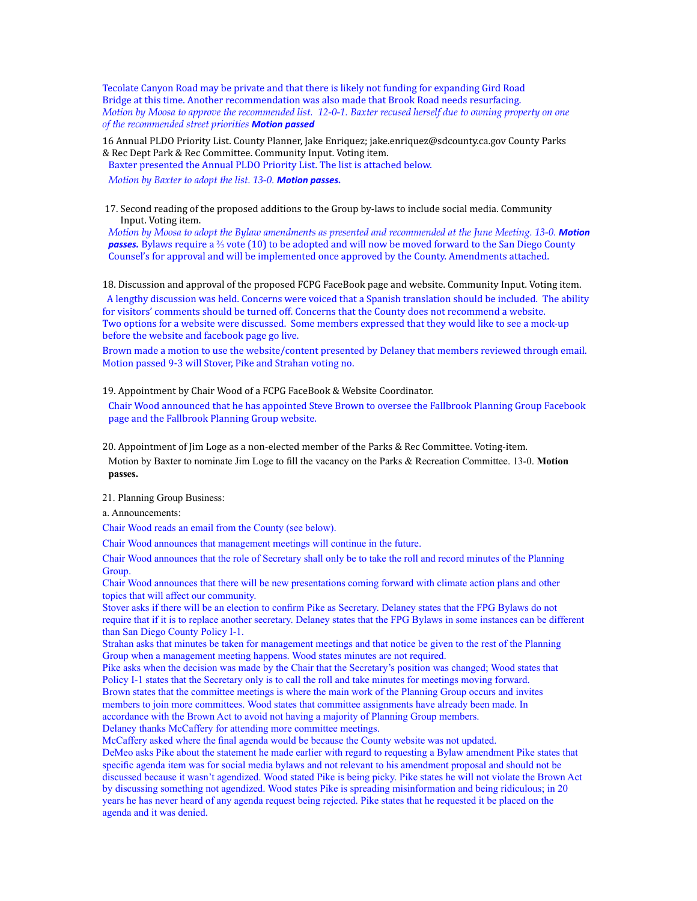Tecolate Canyon Road may be private and that there is likely not funding for expanding Gird Road Bridge at this time. Another recommendation was also made that Brook Road needs resurfacing.
*Motion by Moosa to approve the recommended list. 12-0-1. Baxter recused herself due to owning property on one of the recommended street priorities* ***Motion passed***

16 Annual PLDO Priority List. County Planner, Jake Enriquez; jake.enriquez@sdcounty.ca.gov County Parks & Rec Dept Park & Rec Committee. Community Input. Voting item.

Baxter presented the Annual PLDO Priority List. The list is attached below.

*Motion by Baxter to adopt the list. 13-0.* ***Motion passes.***

17. Second reading of the proposed additions to the Group by-laws to include social media. Community Input. Voting item.

*Motion by Moosa to adopt the Bylaw amendments as presented and recommended at the June Meeting. 13-0.* ***Motion passes.*** Bylaws require a ⅔ vote (10) to be adopted and will now be moved forward to the San Diego County Counsel's for approval and will be implemented once approved by the County. Amendments attached.

18. Discussion and approval of the proposed FCPG FaceBook page and website. Community Input. Voting item.

A lengthy discussion was held. Concerns were voiced that a Spanish translation should be included. The ability for visitors' comments should be turned off. Concerns that the County does not recommend a website. Two options for a website were discussed. Some members expressed that they would like to see a mock-up before the website and facebook page go live.

Brown made a motion to use the website/content presented by Delaney that members reviewed through email. Motion passed 9-3 will Stover, Pike and Strahan voting no.

19. Appointment by Chair Wood of a FCPG FaceBook & Website Coordinator.

Chair Wood announced that he has appointed Steve Brown to oversee the Fallbrook Planning Group Facebook page and the Fallbrook Planning Group website.

20. Appointment of Jim Loge as a non-elected member of the Parks & Rec Committee. Voting-item.

Motion by Baxter to nominate Jim Loge to fill the vacancy on the Parks & Recreation Committee. 13-0. **Motion passes.**

21. Planning Group Business:

a. Announcements:

Chair Wood reads an email from the County (see below).

Chair Wood announces that management meetings will continue in the future.

Chair Wood announces that the role of Secretary shall only be to take the roll and record minutes of the Planning Group.

Chair Wood announces that there will be new presentations coming forward with climate action plans and other topics that will affect our community.

Stover asks if there will be an election to confirm Pike as Secretary. Delaney states that the FPG Bylaws do not require that if it is to replace another secretary. Delaney states that the FPG Bylaws in some instances can be different than San Diego County Policy I-1.

Strahan asks that minutes be taken for management meetings and that notice be given to the rest of the Planning Group when a management meeting happens. Wood states minutes are not required.

Pike asks when the decision was made by the Chair that the Secretary's position was changed; Wood states that Policy I-1 states that the Secretary only is to call the roll and take minutes for meetings moving forward.

Brown states that the committee meetings is where the main work of the Planning Group occurs and invites members to join more committees. Wood states that committee assignments have already been made. In accordance with the Brown Act to avoid not having a majority of Planning Group members.

Delaney thanks McCaffery for attending more committee meetings.

McCaffery asked where the final agenda would be because the County website was not updated.

DeMeo asks Pike about the statement he made earlier with regard to requesting a Bylaw amendment Pike states that specific agenda item was for social media bylaws and not relevant to his amendment proposal and should not be discussed because it wasn't agendized. Wood stated Pike is being picky. Pike states he will not violate the Brown Act by discussing something not agendized. Wood states Pike is spreading misinformation and being ridiculous; in 20 years he has never heard of any agenda request being rejected. Pike states that he requested it be placed on the agenda and it was denied.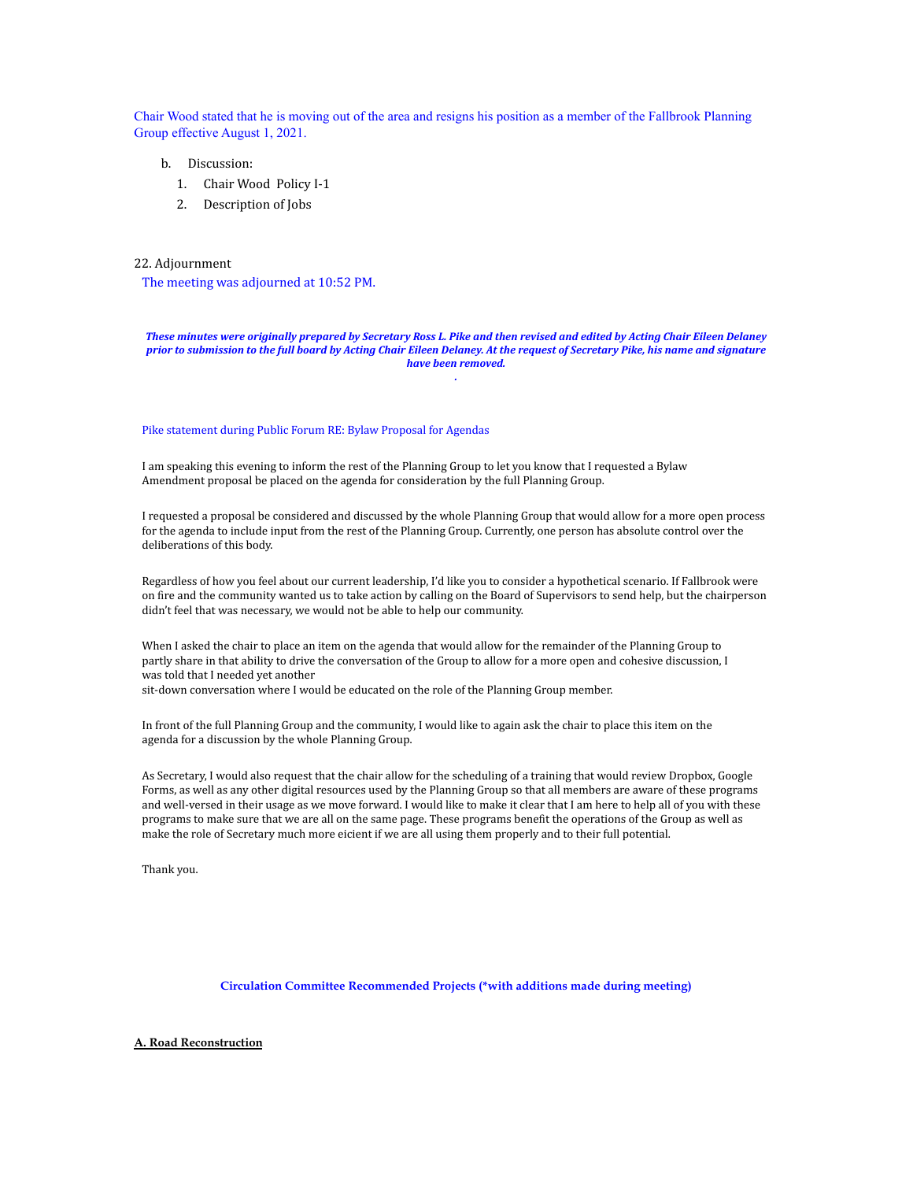Chair Wood stated that he is moving out of the area and resigns his position as a member of the Fallbrook Planning Group effective August 1, 2021.

b. Discussion:
   1. Chair Wood Policy I-1
   2. Description of Jobs

22. Adjournment

The meeting was adjourned at 10:52 PM.

***These minutes were originally prepared by Secretary Ross L. Pike and then revised and edited by Acting Chair Eileen Delaney prior to submission to the full board by Acting Chair Eileen Delaney. At the request of Secretary Pike, his name and signature have been removed.***

Pike statement during Public Forum RE: Bylaw Proposal for Agendas

I am speaking this evening to inform the rest of the Planning Group to let you know that I requested a Bylaw Amendment proposal be placed on the agenda for consideration by the full Planning Group.

I requested a proposal be considered and discussed by the whole Planning Group that would allow for a more open process for the agenda to include input from the rest of the Planning Group. Currently, one person has absolute control over the deliberations of this body.

Regardless of how you feel about our current leadership, I'd like you to consider a hypothetical scenario. If Fallbrook were on fire and the community wanted us to take action by calling on the Board of Supervisors to send help, but the chairperson didn't feel that was necessary, we would not be able to help our community.

When I asked the chair to place an item on the agenda that would allow for the remainder of the Planning Group to partly share in that ability to drive the conversation of the Group to allow for a more open and cohesive discussion, I was told that I needed yet another
sit-down conversation where I would be educated on the role of the Planning Group member.

In front of the full Planning Group and the community, I would like to again ask the chair to place this item on the agenda for a discussion by the whole Planning Group.

As Secretary, I would also request that the chair allow for the scheduling of a training that would review Dropbox, Google Forms, as well as any other digital resources used by the Planning Group so that all members are aware of these programs and well-versed in their usage as we move forward. I would like to make it clear that I am here to help all of you with these programs to make sure that we are all on the same page. These programs benefit the operations of the Group as well as make the role of Secretary much more eicient if we are all using them properly and to their full potential.

Thank you.

**Circulation Committee Recommended Projects (*with additions made during meeting)**

**A. Road Reconstruction**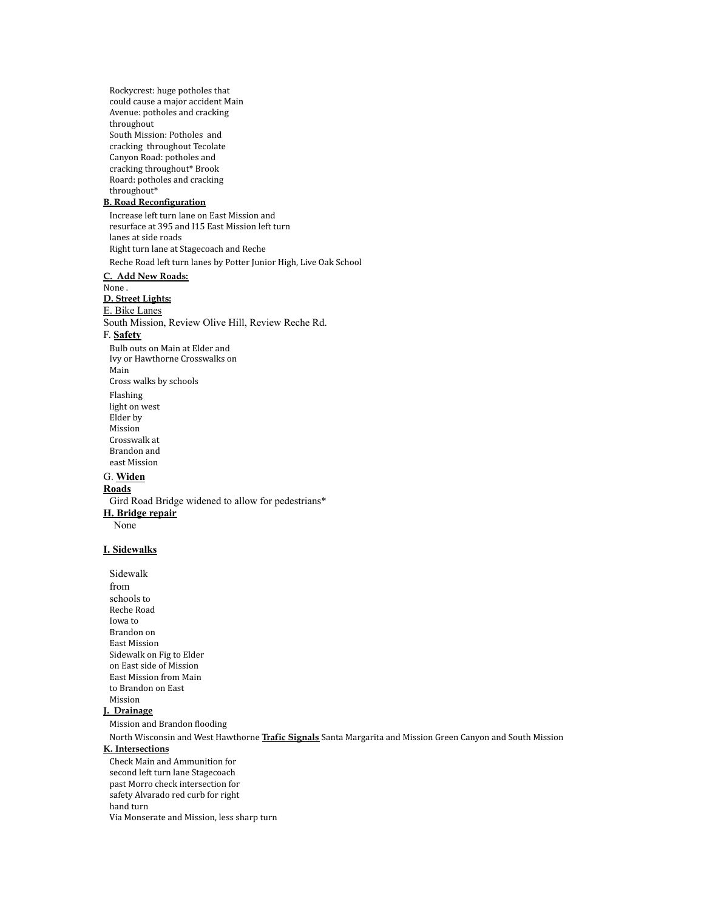Rockycrest: huge potholes that could cause a major accident Main Avenue: potholes and cracking throughout
South Mission: Potholes and cracking throughout Tecolate Canyon Road: potholes and cracking throughout* Brook Roard: potholes and cracking throughout*

**B. Road Reconfiguration**

Increase left turn lane on East Mission and resurface at 395 and I15 East Mission left turn lanes at side roads
Right turn lane at Stagecoach and Reche

Reche Road left turn lanes by Potter Junior High, Live Oak School

**C. Add New Roads:**

None .

**D. Street Lights:**

E. Bike Lanes

South Mission, Review Olive Hill, Review Reche Rd.

F. **Safety**

Bulb outs on Main at Elder and Ivy or Hawthorne Crosswalks on Main
Cross walks by schools

Flashing light on west Elder by Mission Crosswalk at Brandon and east Mission

G. **Widen Roads**

Gird Road Bridge widened to allow for pedestrians*

**H. Bridge repair**

None

**I. Sidewalks**

Sidewalk from schools to Reche Road Iowa to Brandon on East Mission Sidewalk on Fig to Elder on East side of Mission East Mission from Main to Brandon on East Mission

**J. Drainage**

Mission and Brandon flooding

North Wisconsin and West Hawthorne **Trafic Signals** Santa Margarita and Mission Green Canyon and South Mission

**K. Intersections**

Check Main and Ammunition for second left turn lane Stagecoach past Morro check intersection for safety Alvarado red curb for right hand turn

Via Monserate and Mission, less sharp turn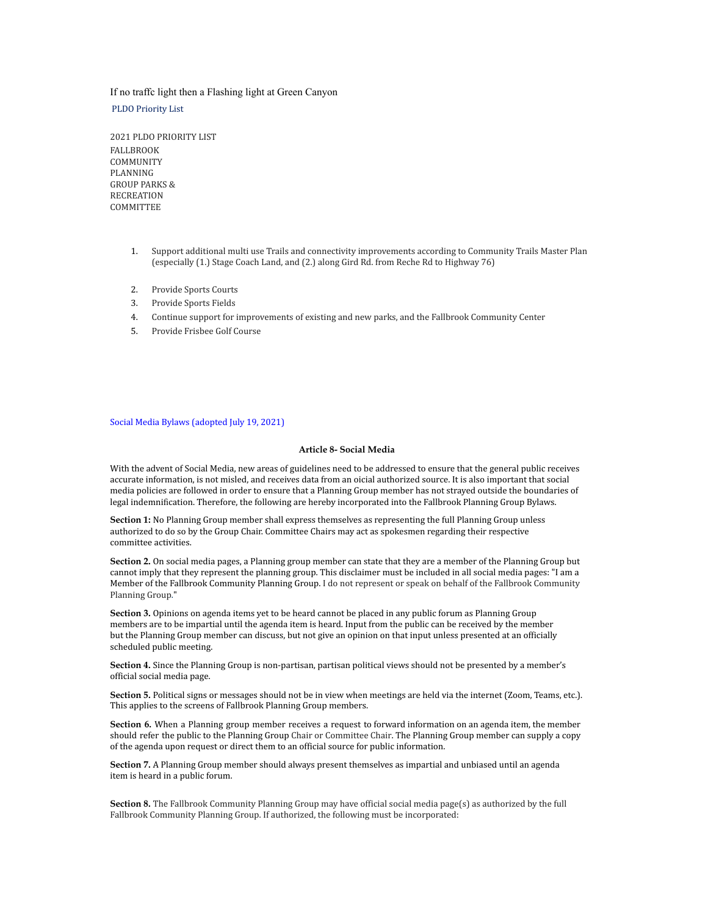If no traffc light then a Flashing light at Green Canyon

PLDO Priority List

2021 PLDO PRIORITY LIST
FALLBROOK
COMMUNITY
PLANNING
GROUP PARKS &
RECREATION
COMMITTEE

1. Support additional multi use Trails and connectivity improvements according to Community Trails Master Plan (especially (1.) Stage Coach Land, and (2.) along Gird Rd. from Reche Rd to Highway 76)
2. Provide Sports Courts
3. Provide Sports Fields
4. Continue support for improvements of existing and new parks, and the Fallbrook Community Center
5. Provide Frisbee Golf Course

Social Media Bylaws (adopted July 19, 2021)

**Article 8- Social Media**

With the advent of Social Media, new areas of guidelines need to be addressed to ensure that the general public receives accurate information, is not misled, and receives data from an oicial authorized source. It is also important that social media policies are followed in order to ensure that a Planning Group member has not strayed outside the boundaries of legal indemnification. Therefore, the following are hereby incorporated into the Fallbrook Planning Group Bylaws.

**Section 1:** No Planning Group member shall express themselves as representing the full Planning Group unless authorized to do so by the Group Chair. Committee Chairs may act as spokesmen regarding their respective committee activities.

**Section 2.** On social media pages, a Planning group member can state that they are a member of the Planning Group but cannot imply that they represent the planning group. This disclaimer must be included in all social media pages: "I am a Member of the Fallbrook Community Planning Group. I do not represent or speak on behalf of the Fallbrook Community Planning Group."

**Section 3.** Opinions on agenda items yet to be heard cannot be placed in any public forum as Planning Group members are to be impartial until the agenda item is heard. Input from the public can be received by the member but the Planning Group member can discuss, but not give an opinion on that input unless presented at an officially scheduled public meeting.

**Section 4.** Since the Planning Group is non-partisan, partisan political views should not be presented by a member's official social media page.

**Section 5.** Political signs or messages should not be in view when meetings are held via the internet (Zoom, Teams, etc.). This applies to the screens of Fallbrook Planning Group members.

**Section 6.** When a Planning group member receives a request to forward information on an agenda item, the member should refer the public to the Planning Group Chair or Committee Chair. The Planning Group member can supply a copy of the agenda upon request or direct them to an official source for public information.

**Section 7.** A Planning Group member should always present themselves as impartial and unbiased until an agenda item is heard in a public forum.

**Section 8.** The Fallbrook Community Planning Group may have official social media page(s) as authorized by the full Fallbrook Community Planning Group. If authorized, the following must be incorporated: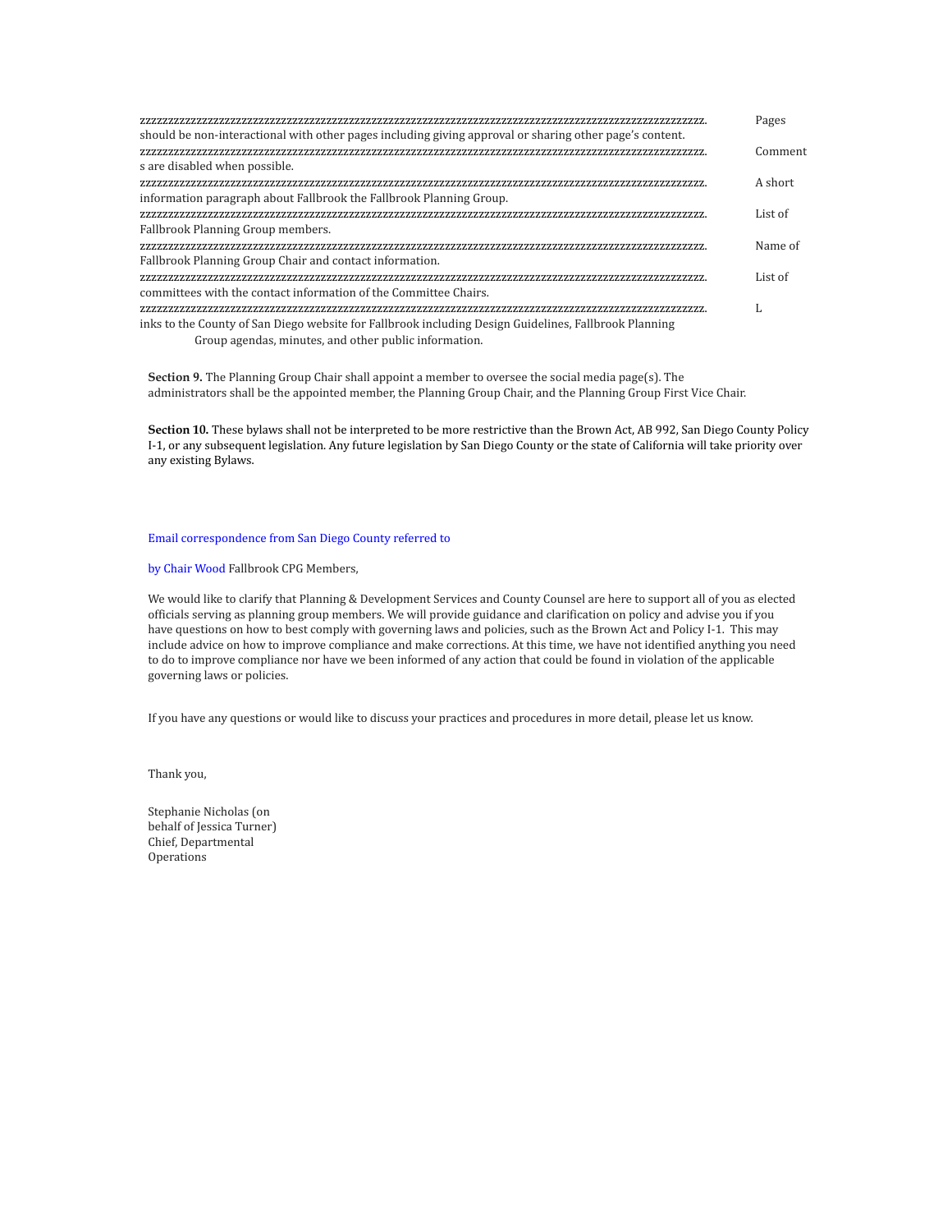zzzzzzzzzzzzzzzzzzzzzzzzzzzzzzzzzzzzzzzzzzzzzzzzzzzzzzzzzzzzzzzzzzzzzzzzzzzzzzzzzzzzzzzzzzzzzzzzzzz. Pages
should be non-interactional with other pages including giving approval or sharing other page's content.

zzzzzzzzzzzzzzzzzzzzzzzzzzzzzzzzzzzzzzzzzzzzzzzzzzzzzzzzzzzzzzzzzzzzzzzzzzzzzzzzzzzzzzzzzzzzzzzzzzz. Comment
s are disabled when possible.

zzzzzzzzzzzzzzzzzzzzzzzzzzzzzzzzzzzzzzzzzzzzzzzzzzzzzzzzzzzzzzzzzzzzzzzzzzzzzzzzzzzzzzzzzzzzzzzzzzz. A short
information paragraph about Fallbrook the Fallbrook Planning Group.

zzzzzzzzzzzzzzzzzzzzzzzzzzzzzzzzzzzzzzzzzzzzzzzzzzzzzzzzzzzzzzzzzzzzzzzzzzzzzzzzzzzzzzzzzzzzzzzzzzz. List of
Fallbrook Planning Group members.

zzzzzzzzzzzzzzzzzzzzzzzzzzzzzzzzzzzzzzzzzzzzzzzzzzzzzzzzzzzzzzzzzzzzzzzzzzzzzzzzzzzzzzzzzzzzzzzzzzz. Name of
Fallbrook Planning Group Chair and contact information.

zzzzzzzzzzzzzzzzzzzzzzzzzzzzzzzzzzzzzzzzzzzzzzzzzzzzzzzzzzzzzzzzzzzzzzzzzzzzzzzzzzzzzzzzzzzzzzzzzzz. List of
committees with the contact information of the Committee Chairs.

zzzzzzzzzzzzzzzzzzzzzzzzzzzzzzzzzzzzzzzzzzzzzzzzzzzzzzzzzzzzzzzzzzzzzzzzzzzzzzzzzzzzzzzzzzzzzzzzzzz. L
inks to the County of San Diego website for Fallbrook including Design Guidelines, Fallbrook Planning Group agendas, minutes, and other public information.

**Section 9.** The Planning Group Chair shall appoint a member to oversee the social media page(s). The administrators shall be the appointed member, the Planning Group Chair, and the Planning Group First Vice Chair.

**Section 10.** These bylaws shall not be interpreted to be more restrictive than the Brown Act, AB 992, San Diego County Policy I-1, or any subsequent legislation. Any future legislation by San Diego County or the state of California will take priority over any existing Bylaws.

Email correspondence from San Diego County referred to

by Chair Wood Fallbrook CPG Members,

We would like to clarify that Planning & Development Services and County Counsel are here to support all of you as elected officials serving as planning group members. We will provide guidance and clarification on policy and advise you if you have questions on how to best comply with governing laws and policies, such as the Brown Act and Policy I-1. This may include advice on how to improve compliance and make corrections. At this time, we have not identified anything you need to do to improve compliance nor have we been informed of any action that could be found in violation of the applicable governing laws or policies.

If you have any questions or would like to discuss your practices and procedures in more detail, please let us know.

Thank you,

Stephanie Nicholas (on behalf of Jessica Turner)
Chief, Departmental Operations